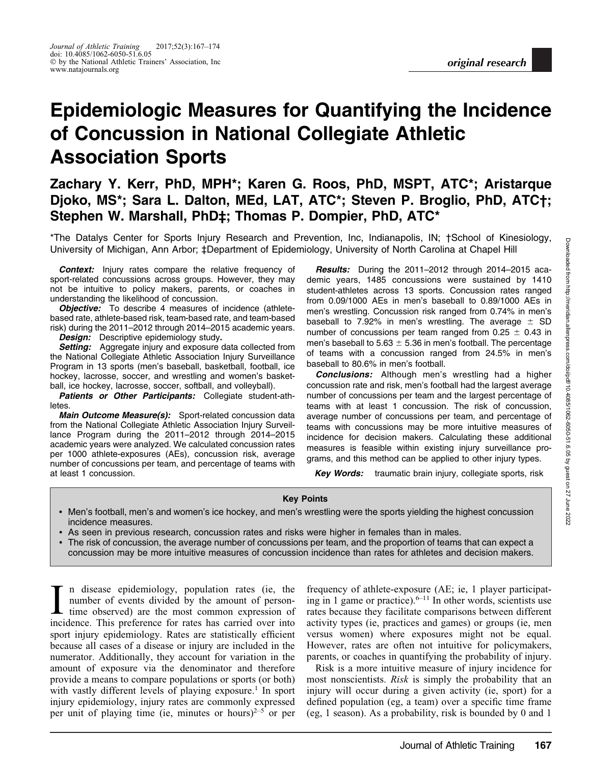# Epidemiologic Measures for Quantifying the Incidence of Concussion in National Collegiate Athletic Association Sports

**Zachary Y. Kerr, PhD, MPH\*; Karen G. Roos, PhD, MSPT, ATC\*; Aristarque Djoko, MS\*; Sara L. Dalton, MEd, LAT, ATC\*; Steven P. Broglio, PhD, ATC†; Stephen W. Marshall, PhD‡; Thomas P. Dompier, PhD, ATC\***

\*The Datalys Center for Sports Injury Research and Prevention, Inc, Indianapolis, IN; †School of Kinesiology, University of Michigan, Ann Arbor; ‡Department of Epidemiology, University of North Carolina at Chapel Hill

***Context:*** Injury rates compare the relative frequency of sport-related concussions across groups. However, they may not be intuitive to policy makers, parents, or coaches in understanding the likelihood of concussion.

***Objective:*** To describe 4 measures of incidence (athlete-based rate, athlete-based risk, team-based rate, and team-based risk) during the 2011–2012 through 2014–2015 academic years.

***Design:*** Descriptive epidemiology study.

***Setting:*** Aggregate injury and exposure data collected from the National Collegiate Athletic Association Injury Surveillance Program in 13 sports (men's baseball, basketball, football, ice hockey, lacrosse, soccer, and wrestling and women's basketball, ice hockey, lacrosse, soccer, softball, and volleyball).

***Patients or Other Participants:*** Collegiate student-athletes.

***Main Outcome Measure(s):*** Sport-related concussion data from the National Collegiate Athletic Association Injury Surveillance Program during the 2011–2012 through 2014–2015 academic years were analyzed. We calculated concussion rates per 1000 athlete-exposures (AEs), concussion risk, average number of concussions per team, and percentage of teams with at least 1 concussion.

***Results:*** During the 2011–2012 through 2014–2015 academic years, 1485 concussions were sustained by 1410 student-athletes across 13 sports. Concussion rates ranged from 0.09/1000 AEs in men's baseball to 0.89/1000 AEs in men's wrestling. Concussion risk ranged from 0.74% in men's baseball to 7.92% in men's wrestling. The average ± SD number of concussions per team ranged from 0.25 ± 0.43 in men's baseball to 5.63 ± 5.36 in men's football. The percentage of teams with a concussion ranged from 24.5% in men's baseball to 80.6% in men's football.

***Conclusions:*** Although men's wrestling had a higher concussion rate and risk, men's football had the largest average number of concussions per team and the largest percentage of teams with at least 1 concussion. The risk of concussion, average number of concussions per team, and percentage of teams with concussions may be more intuitive measures of incidence for decision makers. Calculating these additional measures is feasible within existing injury surveillance programs, and this method can be applied to other injury types.

***Key Words:*** traumatic brain injury, collegiate sports, risk

**Key Points**

- Men's football, men's and women's ice hockey, and men's wrestling were the sports yielding the highest concussion incidence measures.
- As seen in previous research, concussion rates and risks were higher in females than in males.
- The risk of concussion, the average number of concussions per team, and the proportion of teams that can expect a concussion may be more intuitive measures of concussion incidence than rates for athletes and decision makers.

In disease epidemiology, population rates (ie, the number of events divided by the amount of person-time observed) are the most common expression of incidence. This preference for rates has carried over into sport injury epidemiology. Rates are statistically efficient because all cases of a disease or injury are included in the numerator. Additionally, they account for variation in the amount of exposure via the denominator and therefore provide a means to compare populations or sports (or both) with vastly different levels of playing exposure.[1] In sport injury epidemiology, injury rates are commonly expressed per unit of playing time (ie, minutes or hours)[2–5] or per frequency of athlete-exposure (AE; ie, 1 player participating in 1 game or practice).[6–11] In other words, scientists use rates because they facilitate comparisons between different activity types (ie, practices and games) or groups (ie, men versus women) where exposures might not be equal. However, rates are often not intuitive for policymakers, parents, or coaches in quantifying the probability of injury.

Risk is a more intuitive measure of injury incidence for most nonscientists. *Risk* is simply the probability that an injury will occur during a given activity (ie, sport) for a defined population (eg, a team) over a specific time frame (eg, 1 season). As a probability, risk is bounded by 0 and 1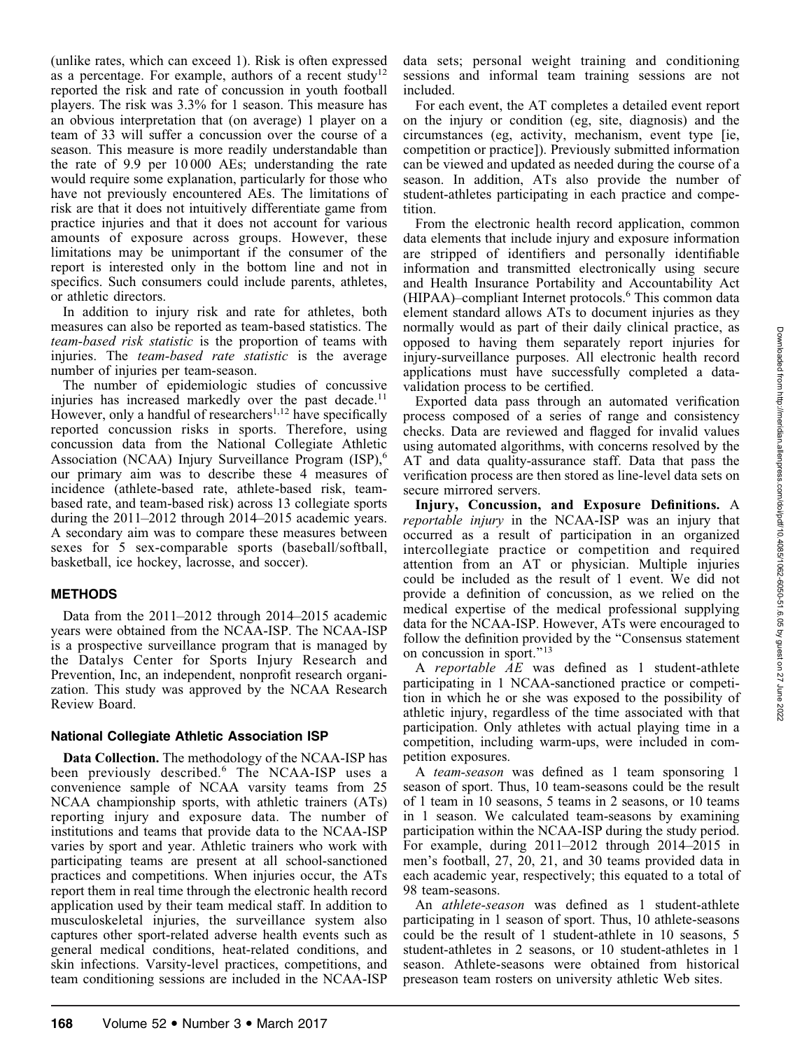(unlike rates, which can exceed 1). Risk is often expressed as a percentage. For example, authors of a recent study[12] reported the risk and rate of concussion in youth football players. The risk was 3.3% for 1 season. This measure has an obvious interpretation that (on average) 1 player on a team of 33 will suffer a concussion over the course of a season. This measure is more readily understandable than the rate of 9.9 per 10 000 AEs; understanding the rate would require some explanation, particularly for those who have not previously encountered AEs. The limitations of risk are that it does not intuitively differentiate game from practice injuries and that it does not account for various amounts of exposure across groups. However, these limitations may be unimportant if the consumer of the report is interested only in the bottom line and not in specifics. Such consumers could include parents, athletes, or athletic directors.

In addition to injury risk and rate for athletes, both measures can also be reported as team-based statistics. The *team-based risk statistic* is the proportion of teams with injuries. The *team-based rate statistic* is the average number of injuries per team-season.

The number of epidemiologic studies of concussive injuries has increased markedly over the past decade.[11] However, only a handful of researchers[1,12] have specifically reported concussion risks in sports. Therefore, using concussion data from the National Collegiate Athletic Association (NCAA) Injury Surveillance Program (ISP),[6] our primary aim was to describe these 4 measures of incidence (athlete-based rate, athlete-based risk, team-based rate, and team-based risk) across 13 collegiate sports during the 2011–2012 through 2014–2015 academic years. A secondary aim was to compare these measures between sexes for 5 sex-comparable sports (baseball/softball, basketball, ice hockey, lacrosse, and soccer).

## METHODS

Data from the 2011–2012 through 2014–2015 academic years were obtained from the NCAA-ISP. The NCAA-ISP is a prospective surveillance program that is managed by the Datalys Center for Sports Injury Research and Prevention, Inc, an independent, nonprofit research organization. This study was approved by the NCAA Research Review Board.

### National Collegiate Athletic Association ISP

**Data Collection.** The methodology of the NCAA-ISP has been previously described.[6] The NCAA-ISP uses a convenience sample of NCAA varsity teams from 25 NCAA championship sports, with athletic trainers (ATs) reporting injury and exposure data. The number of institutions and teams that provide data to the NCAA-ISP varies by sport and year. Athletic trainers who work with participating teams are present at all school-sanctioned practices and competitions. When injuries occur, the ATs report them in real time through the electronic health record application used by their team medical staff. In addition to musculoskeletal injuries, the surveillance system also captures other sport-related adverse health events such as general medical conditions, heat-related conditions, and skin infections. Varsity-level practices, competitions, and team conditioning sessions are included in the NCAA-ISP data sets; personal weight training and conditioning sessions and informal team training sessions are not included.

For each event, the AT completes a detailed event report on the injury or condition (eg, site, diagnosis) and the circumstances (eg, activity, mechanism, event type [ie, competition or practice]). Previously submitted information can be viewed and updated as needed during the course of a season. In addition, ATs also provide the number of student-athletes participating in each practice and competition.

From the electronic health record application, common data elements that include injury and exposure information are stripped of identifiers and personally identifiable information and transmitted electronically using secure and Health Insurance Portability and Accountability Act (HIPAA)–compliant Internet protocols.[6] This common data element standard allows ATs to document injuries as they normally would as part of their daily clinical practice, as opposed to having them separately report injuries for injury-surveillance purposes. All electronic health record applications must have successfully completed a data-validation process to be certified.

Exported data pass through an automated verification process composed of a series of range and consistency checks. Data are reviewed and flagged for invalid values using automated algorithms, with concerns resolved by the AT and data quality-assurance staff. Data that pass the verification process are then stored as line-level data sets on secure mirrored servers.

**Injury, Concussion, and Exposure Definitions.** A *reportable injury* in the NCAA-ISP was an injury that occurred as a result of participation in an organized intercollegiate practice or competition and required attention from an AT or physician. Multiple injuries could be included as the result of 1 event. We did not provide a definition of concussion, as we relied on the medical expertise of the medical professional supplying data for the NCAA-ISP. However, ATs were encouraged to follow the definition provided by the "Consensus statement on concussion in sport."[13]

A *reportable AE* was defined as 1 student-athlete participating in 1 NCAA-sanctioned practice or competition in which he or she was exposed to the possibility of athletic injury, regardless of the time associated with that participation. Only athletes with actual playing time in a competition, including warm-ups, were included in competition exposures.

A *team-season* was defined as 1 team sponsoring 1 season of sport. Thus, 10 team-seasons could be the result of 1 team in 10 seasons, 5 teams in 2 seasons, or 10 teams in 1 season. We calculated team-seasons by examining participation within the NCAA-ISP during the study period. For example, during 2011–2012 through 2014–2015 in men's football, 27, 20, 21, and 30 teams provided data in each academic year, respectively; this equated to a total of 98 team-seasons.

An *athlete-season* was defined as 1 student-athlete participating in 1 season of sport. Thus, 10 athlete-seasons could be the result of 1 student-athlete in 10 seasons, 5 student-athletes in 2 seasons, or 10 student-athletes in 1 season. Athlete-seasons were obtained from historical preseason team rosters on university athletic Web sites.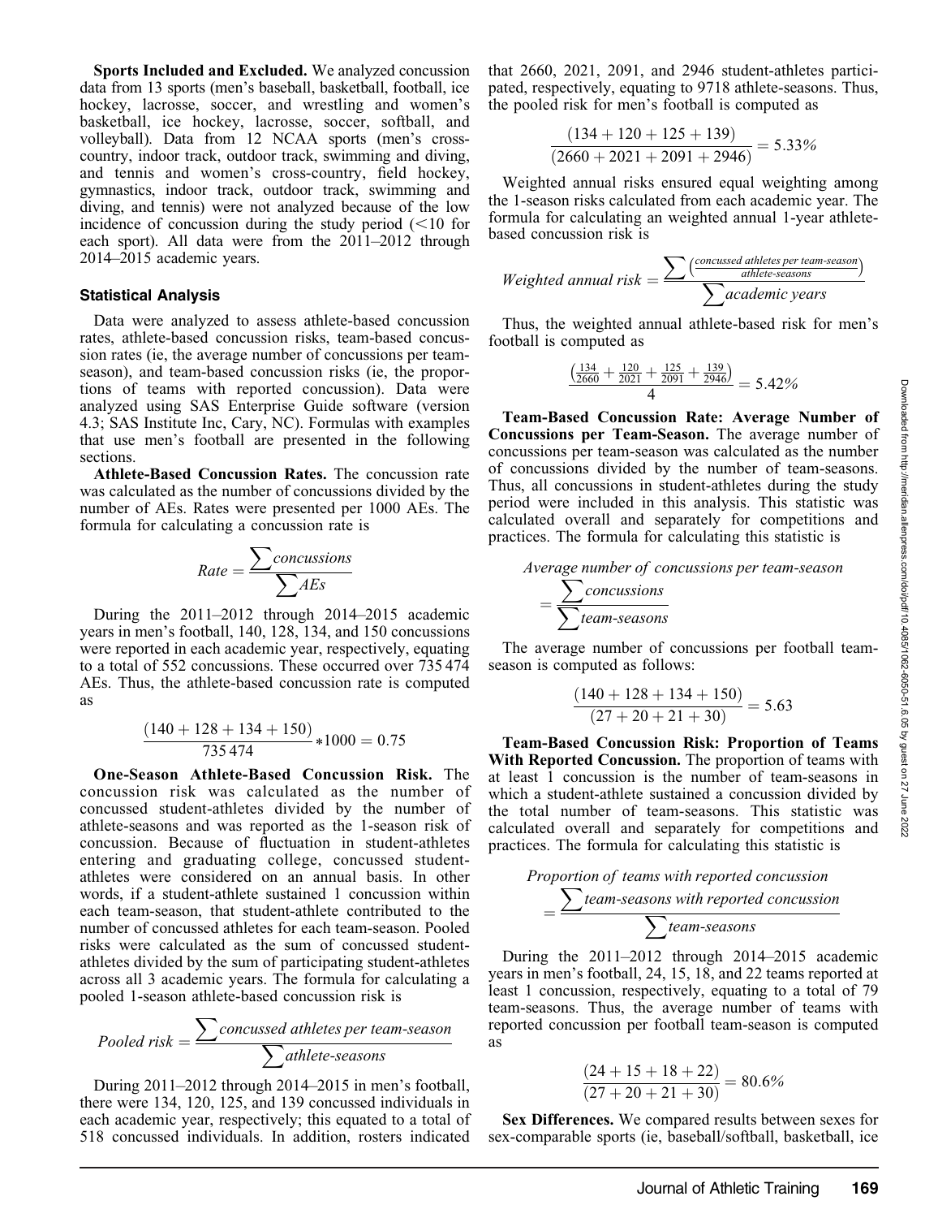**Sports Included and Excluded.** We analyzed concussion data from 13 sports (men's baseball, basketball, football, ice hockey, lacrosse, soccer, and wrestling and women's basketball, ice hockey, lacrosse, soccer, softball, and volleyball). Data from 12 NCAA sports (men's cross-country, indoor track, outdoor track, swimming and diving, and tennis and women's cross-country, field hockey, gymnastics, indoor track, outdoor track, swimming and diving, and tennis) were not analyzed because of the low incidence of concussion during the study period (<10 for each sport). All data were from the 2011–2012 through 2014–2015 academic years.

## Statistical Analysis

Data were analyzed to assess athlete-based concussion rates, athlete-based concussion risks, team-based concussion rates (ie, the average number of concussions per team-season), and team-based concussion risks (ie, the proportions of teams with reported concussion). Data were analyzed using SAS Enterprise Guide software (version 4.3; SAS Institute Inc, Cary, NC). Formulas with examples that use men's football are presented in the following sections.

**Athlete-Based Concussion Rates.** The concussion rate was calculated as the number of concussions divided by the number of AEs. Rates were presented per 1000 AEs. The formula for calculating a concussion rate is

$$Rate = \frac{\sum concussions}{\sum AEs}$$

During the 2011–2012 through 2014–2015 academic years in men's football, 140, 128, 134, and 150 concussions were reported in each academic year, respectively, equating to a total of 552 concussions. These occurred over 735 474 AEs. Thus, the athlete-based concussion rate is computed as

$$\frac{(140 + 128 + 134 + 150)}{735\,474} * 1000 = 0.75$$

**One-Season Athlete-Based Concussion Risk.** The concussion risk was calculated as the number of concussed student-athletes divided by the number of athlete-seasons and was reported as the 1-season risk of concussion. Because of fluctuation in student-athletes entering and graduating college, concussed student-athletes were considered on an annual basis. In other words, if a student-athlete sustained 1 concussion within each team-season, that student-athlete contributed to the number of concussed athletes for each team-season. Pooled risks were calculated as the sum of concussed student-athletes divided by the sum of participating student-athletes across all 3 academic years. The formula for calculating a pooled 1-season athlete-based concussion risk is

$$Pooled\ risk = \frac{\sum concussed\ athletes\ per\ team\text{-}season}{\sum athlete\text{-}seasons}$$

During 2011–2012 through 2014–2015 in men's football, there were 134, 120, 125, and 139 concussed individuals in each academic year, respectively; this equated to a total of 518 concussed individuals. In addition, rosters indicated that 2660, 2021, 2091, and 2946 student-athletes participated, respectively, equating to 9718 athlete-seasons. Thus, the pooled risk for men's football is computed as

$$\frac{(134 + 120 + 125 + 139)}{(2660 + 2021 + 2091 + 2946)} = 5.33\%$$

Weighted annual risks ensured equal weighting among the 1-season risks calculated from each academic year. The formula for calculating an weighted annual 1-year athlete-based concussion risk is

$$Weighted\ annual\ risk = \frac{\sum \left(\frac{concussed\ athletes\ per\ team\text{-}season}{athlete\text{-}seasons}\right)}{\sum academic\ years}$$

Thus, the weighted annual athlete-based risk for men's football is computed as

$$\frac{\left(\frac{134}{2660} + \frac{120}{2021} + \frac{125}{2091} + \frac{139}{2946}\right)}{4} = 5.42\%$$

**Team-Based Concussion Rate: Average Number of Concussions per Team-Season.** The average number of concussions per team-season was calculated as the number of concussions divided by the number of team-seasons. Thus, all concussions in student-athletes during the study period were included in this analysis. This statistic was calculated overall and separately for competitions and practices. The formula for calculating this statistic is

$$Average\ number\ of\ concussions\ per\ team\text{-}season = \frac{\sum concussions}{\sum team\text{-}seasons}$$

The average number of concussions per football team-season is computed as follows:

$$\frac{(140 + 128 + 134 + 150)}{(27 + 20 + 21 + 30)} = 5.63$$

**Team-Based Concussion Risk: Proportion of Teams With Reported Concussion.** The proportion of teams with at least 1 concussion is the number of team-seasons in which a student-athlete sustained a concussion divided by the total number of team-seasons. This statistic was calculated overall and separately for competitions and practices. The formula for calculating this statistic is

$$Proportion\ of\ teams\ with\ reported\ concussion = \frac{\sum team\text{-}seasons\ with\ reported\ concussion}{\sum team\text{-}seasons}$$

During the 2011–2012 through 2014–2015 academic years in men's football, 24, 15, 18, and 22 teams reported at least 1 concussion, respectively, equating to a total of 79 team-seasons. Thus, the average number of teams with reported concussion per football team-season is computed as

$$\frac{(24 + 15 + 18 + 22)}{(27 + 20 + 21 + 30)} = 80.6\%$$

**Sex Differences.** We compared results between sexes for sex-comparable sports (ie, baseball/softball, basketball, ice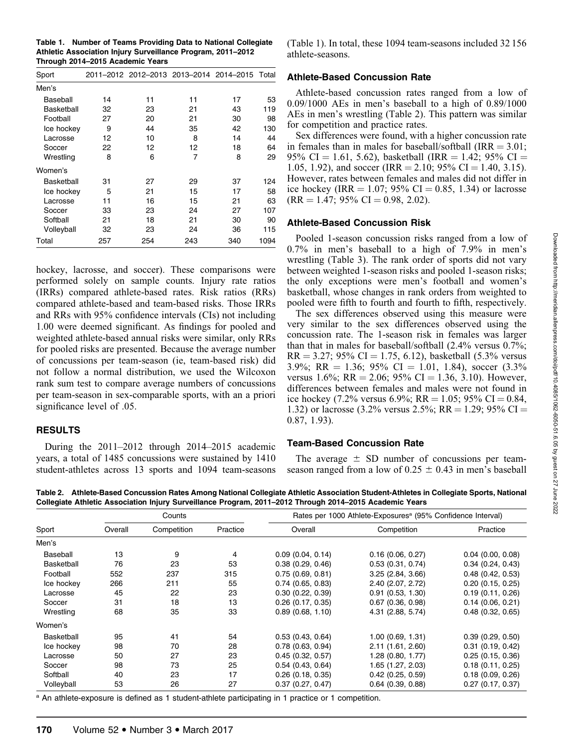**Table 1. Number of Teams Providing Data to National Collegiate Athletic Association Injury Surveillance Program, 2011–2012 Through 2014–2015 Academic Years**

| Sport | 2011–2012 | 2012–2013 | 2013–2014 | 2014–2015 | Total |
|---|---|---|---|---|---|
| Men's | | | | | |
| Baseball | 14 | 11 | 11 | 17 | 53 |
| Basketball | 32 | 23 | 21 | 43 | 119 |
| Football | 27 | 20 | 21 | 30 | 98 |
| Ice hockey | 9 | 44 | 35 | 42 | 130 |
| Lacrosse | 12 | 10 | 8 | 14 | 44 |
| Soccer | 22 | 12 | 12 | 18 | 64 |
| Wrestling | 8 | 6 | 7 | 8 | 29 |
| Women's | | | | | |
| Basketball | 31 | 27 | 29 | 37 | 124 |
| Ice hockey | 5 | 21 | 15 | 17 | 58 |
| Lacrosse | 11 | 16 | 15 | 21 | 63 |
| Soccer | 33 | 23 | 24 | 27 | 107 |
| Softball | 21 | 18 | 21 | 30 | 90 |
| Volleyball | 32 | 23 | 24 | 36 | 115 |
| Total | 257 | 254 | 243 | 340 | 1094 |

hockey, lacrosse, and soccer). These comparisons were performed solely on sample counts. Injury rate ratios (IRRs) compared athlete-based rates. Risk ratios (RRs) compared athlete-based and team-based risks. Those IRRs and RRs with 95% confidence intervals (CIs) not including 1.00 were deemed significant. As findings for pooled and weighted athlete-based annual risks were similar, only RRs for pooled risks are presented. Because the average number of concussions per team-season (ie, team-based risk) did not follow a normal distribution, we used the Wilcoxon rank sum test to compare average numbers of concussions per team-season in sex-comparable sports, with an a priori significance level of .05.

## RESULTS

During the 2011–2012 through 2014–2015 academic years, a total of 1485 concussions were sustained by 1410 student-athletes across 13 sports and 1094 team-seasons (Table 1). In total, these 1094 team-seasons included 32 156 athlete-seasons.

### Athlete-Based Concussion Rate

Athlete-based concussion rates ranged from a low of 0.09/1000 AEs in men's baseball to a high of 0.89/1000 AEs in men's wrestling (Table 2). This pattern was similar for competition and practice rates.

Sex differences were found, with a higher concussion rate in females than in males for baseball/softball (IRR = 3.01; 95% CI = 1.61, 5.62), basketball (IRR = 1.42; 95% CI = 1.05, 1.92), and soccer (IRR = 2.10; 95% CI = 1.40, 3.15). However, rates between females and males did not differ in ice hockey (IRR = 1.07; 95% CI = 0.85, 1.34) or lacrosse (RR = 1.47; 95% CI = 0.98, 2.02).

### Athlete-Based Concussion Risk

Pooled 1-season concussion risks ranged from a low of 0.7% in men's baseball to a high of 7.9% in men's wrestling (Table 3). The rank order of sports did not vary between weighted 1-season risks and pooled 1-season risks; the only exceptions were men's football and women's basketball, whose changes in rank orders from weighted to pooled were fifth to fourth and fourth to fifth, respectively.

The sex differences observed using this measure were very similar to the sex differences observed using the concussion rate. The 1-season risk in females was larger than that in males for baseball/softball (2.4% versus 0.7%; RR = 3.27; 95% CI = 1.75, 6.12), basketball (5.3% versus 3.9%; RR = 1.36; 95% CI = 1.01, 1.84), soccer (3.3% versus 1.6%; RR = 2.06; 95% CI = 1.36, 3.10). However, differences between females and males were not found in ice hockey (7.2% versus 6.9%; RR = 1.05; 95% CI = 0.84, 1.32) or lacrosse (3.2% versus 2.5%; RR = 1.29; 95% CI = 0.87, 1.93).

### Team-Based Concussion Rate

The average ± SD number of concussions per team-season ranged from a low of 0.25 ± 0.43 in men's baseball

**Table 2. Athlete-Based Concussion Rates Among National Collegiate Athletic Association Student-Athletes in Collegiate Sports, National Collegiate Athletic Association Injury Surveillance Program, 2011–2012 Through 2014–2015 Academic Years**

| Sport | Counts | | | Rates per 1000 Athlete-Exposures[a] (95% Confidence Interval) | | |
|---|---|---|---|---|---|---|
| | Overall | Competition | Practice | Overall | Competition | Practice |
| Men's | | | | | | |
| Baseball | 13 | 9 | 4 | 0.09 (0.04, 0.14) | 0.16 (0.06, 0.27) | 0.04 (0.00, 0.08) |
| Basketball | 76 | 23 | 53 | 0.38 (0.29, 0.46) | 0.53 (0.31, 0.74) | 0.34 (0.24, 0.43) |
| Football | 552 | 237 | 315 | 0.75 (0.69, 0.81) | 3.25 (2.84, 3.66) | 0.48 (0.42, 0.53) |
| Ice hockey | 266 | 211 | 55 | 0.74 (0.65, 0.83) | 2.40 (2.07, 2.72) | 0.20 (0.15, 0.25) |
| Lacrosse | 45 | 22 | 23 | 0.30 (0.22, 0.39) | 0.91 (0.53, 1.30) | 0.19 (0.11, 0.26) |
| Soccer | 31 | 18 | 13 | 0.26 (0.17, 0.35) | 0.67 (0.36, 0.98) | 0.14 (0.06, 0.21) |
| Wrestling | 68 | 35 | 33 | 0.89 (0.68, 1.10) | 4.31 (2.88, 5.74) | 0.48 (0.32, 0.65) |
| Women's | | | | | | |
| Basketball | 95 | 41 | 54 | 0.53 (0.43, 0.64) | 1.00 (0.69, 1.31) | 0.39 (0.29, 0.50) |
| Ice hockey | 98 | 70 | 28 | 0.78 (0.63, 0.94) | 2.11 (1.61, 2.60) | 0.31 (0.19, 0.42) |
| Lacrosse | 50 | 27 | 23 | 0.45 (0.32, 0.57) | 1.28 (0.80, 1.77) | 0.25 (0.15, 0.36) |
| Soccer | 98 | 73 | 25 | 0.54 (0.43, 0.64) | 1.65 (1.27, 2.03) | 0.18 (0.11, 0.25) |
| Softball | 40 | 23 | 17 | 0.26 (0.18, 0.35) | 0.42 (0.25, 0.59) | 0.18 (0.09, 0.26) |
| Volleyball | 53 | 26 | 27 | 0.37 (0.27, 0.47) | 0.64 (0.39, 0.88) | 0.27 (0.17, 0.37) |

[a] An athlete-exposure is defined as 1 student-athlete participating in 1 practice or 1 competition.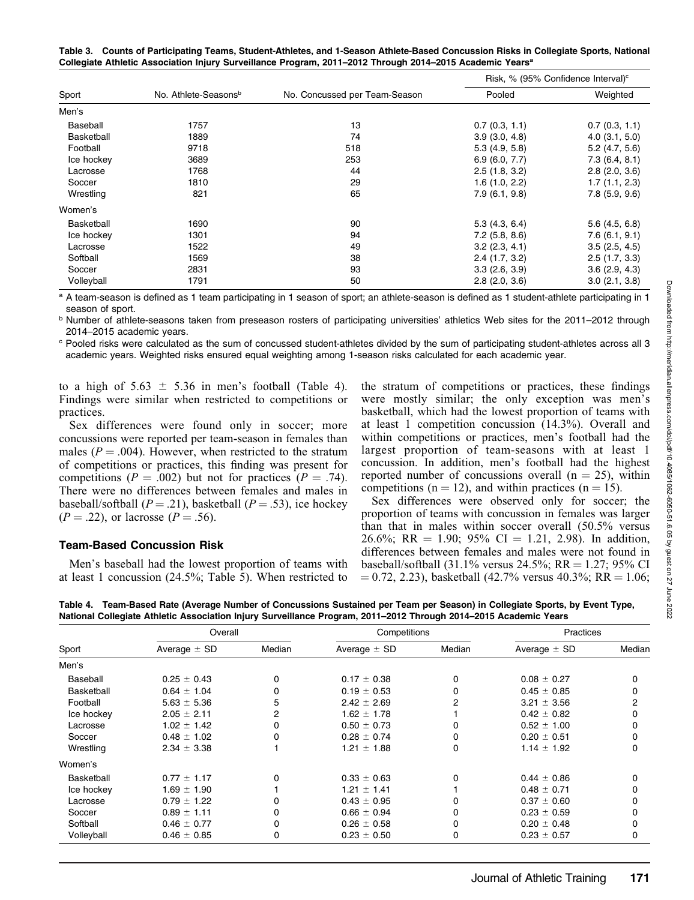Table 3. Counts of Participating Teams, Student-Athletes, and 1-Season Athlete-Based Concussion Risks in Collegiate Sports, National Collegiate Athletic Association Injury Surveillance Program, 2011–2012 Through 2014–2015 Academic Years[a]

| Sport | No. Athlete-Seasons[b] | No. Concussed per Team-Season | Risk, % (95% Confidence Interval)[c] | |
|---|---|---|---|---|
| | | | Pooled | Weighted |
| Men's | | | | |
| Baseball | 1757 | 13 | 0.7 (0.3, 1.1) | 0.7 (0.3, 1.1) |
| Basketball | 1889 | 74 | 3.9 (3.0, 4.8) | 4.0 (3.1, 5.0) |
| Football | 9718 | 518 | 5.3 (4.9, 5.8) | 5.2 (4.7, 5.6) |
| Ice hockey | 3689 | 253 | 6.9 (6.0, 7.7) | 7.3 (6.4, 8.1) |
| Lacrosse | 1768 | 44 | 2.5 (1.8, 3.2) | 2.8 (2.0, 3.6) |
| Soccer | 1810 | 29 | 1.6 (1.0, 2.2) | 1.7 (1.1, 2.3) |
| Wrestling | 821 | 65 | 7.9 (6.1, 9.8) | 7.8 (5.9, 9.6) |
| Women's | | | | |
| Basketball | 1690 | 90 | 5.3 (4.3, 6.4) | 5.6 (4.5, 6.8) |
| Ice hockey | 1301 | 94 | 7.2 (5.8, 8.6) | 7.6 (6.1, 9.1) |
| Lacrosse | 1522 | 49 | 3.2 (2.3, 4.1) | 3.5 (2.5, 4.5) |
| Softball | 1569 | 38 | 2.4 (1.7, 3.2) | 2.5 (1.7, 3.3) |
| Soccer | 2831 | 93 | 3.3 (2.6, 3.9) | 3.6 (2.9, 4.3) |
| Volleyball | 1791 | 50 | 2.8 (2.0, 3.6) | 3.0 (2.1, 3.8) |

[a] A team-season is defined as 1 team participating in 1 season of sport; an athlete-season is defined as 1 student-athlete participating in 1 season of sport.

[b] Number of athlete-seasons taken from preseason rosters of participating universities' athletics Web sites for the 2011–2012 through 2014–2015 academic years.

[c] Pooled risks were calculated as the sum of concussed student-athletes divided by the sum of participating student-athletes across all 3 academic years. Weighted risks ensured equal weighting among 1-season risks calculated for each academic year.

to a high of 5.63 ± 5.36 in men's football (Table 4). Findings were similar when restricted to competitions or practices.

Sex differences were found only in soccer; more concussions were reported per team-season in females than males ($P = .004$). However, when restricted to the stratum of competitions or practices, this finding was present for competitions ($P = .002$) but not for practices ($P = .74$). There were no differences between females and males in baseball/softball ($P = .21$), basketball ($P = .53$), ice hockey ($P = .22$), or lacrosse ($P = .56$).

### Team-Based Concussion Risk

Men's baseball had the lowest proportion of teams with at least 1 concussion (24.5%; Table 5). When restricted to the stratum of competitions or practices, these findings were mostly similar; the only exception was men's basketball, which had the lowest proportion of teams with at least 1 competition concussion (14.3%). Overall and within competitions or practices, men's football had the largest proportion of team-seasons with at least 1 concussion. In addition, men's football had the highest reported number of concussions overall (n = 25), within competitions (n = 12), and within practices (n = 15).

Sex differences were observed only for soccer; the proportion of teams with concussion in females was larger than that in males within soccer overall (50.5% versus 26.6%; RR = 1.90; 95% CI = 1.21, 2.98). In addition, differences between females and males were not found in baseball/softball (31.1% versus 24.5%; RR = 1.27; 95% CI = 0.72, 2.23), basketball (42.7% versus 40.3%; RR = 1.06;

Table 4. Team-Based Rate (Average Number of Concussions Sustained per Team per Season) in Collegiate Sports, by Event Type, National Collegiate Athletic Association Injury Surveillance Program, 2011–2012 Through 2014–2015 Academic Years

| Sport | Overall | | Competitions | | Practices | |
|---|---|---|---|---|---|---|
| | Average ± SD | Median | Average ± SD | Median | Average ± SD | Median |
| Men's | | | | | | |
| Baseball | 0.25 ± 0.43 | 0 | 0.17 ± 0.38 | 0 | 0.08 ± 0.27 | 0 |
| Basketball | 0.64 ± 1.04 | 0 | 0.19 ± 0.53 | 0 | 0.45 ± 0.85 | 0 |
| Football | 5.63 ± 5.36 | 5 | 2.42 ± 2.69 | 2 | 3.21 ± 3.56 | 2 |
| Ice hockey | 2.05 ± 2.11 | 2 | 1.62 ± 1.78 | 1 | 0.42 ± 0.82 | 0 |
| Lacrosse | 1.02 ± 1.42 | 0 | 0.50 ± 0.73 | 0 | 0.52 ± 1.00 | 0 |
| Soccer | 0.48 ± 1.02 | 0 | 0.28 ± 0.74 | 0 | 0.20 ± 0.51 | 0 |
| Wrestling | 2.34 ± 3.38 | 1 | 1.21 ± 1.88 | 0 | 1.14 ± 1.92 | 0 |
| Women's | | | | | | |
| Basketball | 0.77 ± 1.17 | 0 | 0.33 ± 0.63 | 0 | 0.44 ± 0.86 | 0 |
| Ice hockey | 1.69 ± 1.90 | 1 | 1.21 ± 1.41 | 1 | 0.48 ± 0.71 | 0 |
| Lacrosse | 0.79 ± 1.22 | 0 | 0.43 ± 0.95 | 0 | 0.37 ± 0.60 | 0 |
| Soccer | 0.89 ± 1.11 | 0 | 0.66 ± 0.94 | 0 | 0.23 ± 0.59 | 0 |
| Softball | 0.46 ± 0.77 | 0 | 0.26 ± 0.58 | 0 | 0.20 ± 0.48 | 0 |
| Volleyball | 0.46 ± 0.85 | 0 | 0.23 ± 0.50 | 0 | 0.23 ± 0.57 | 0 |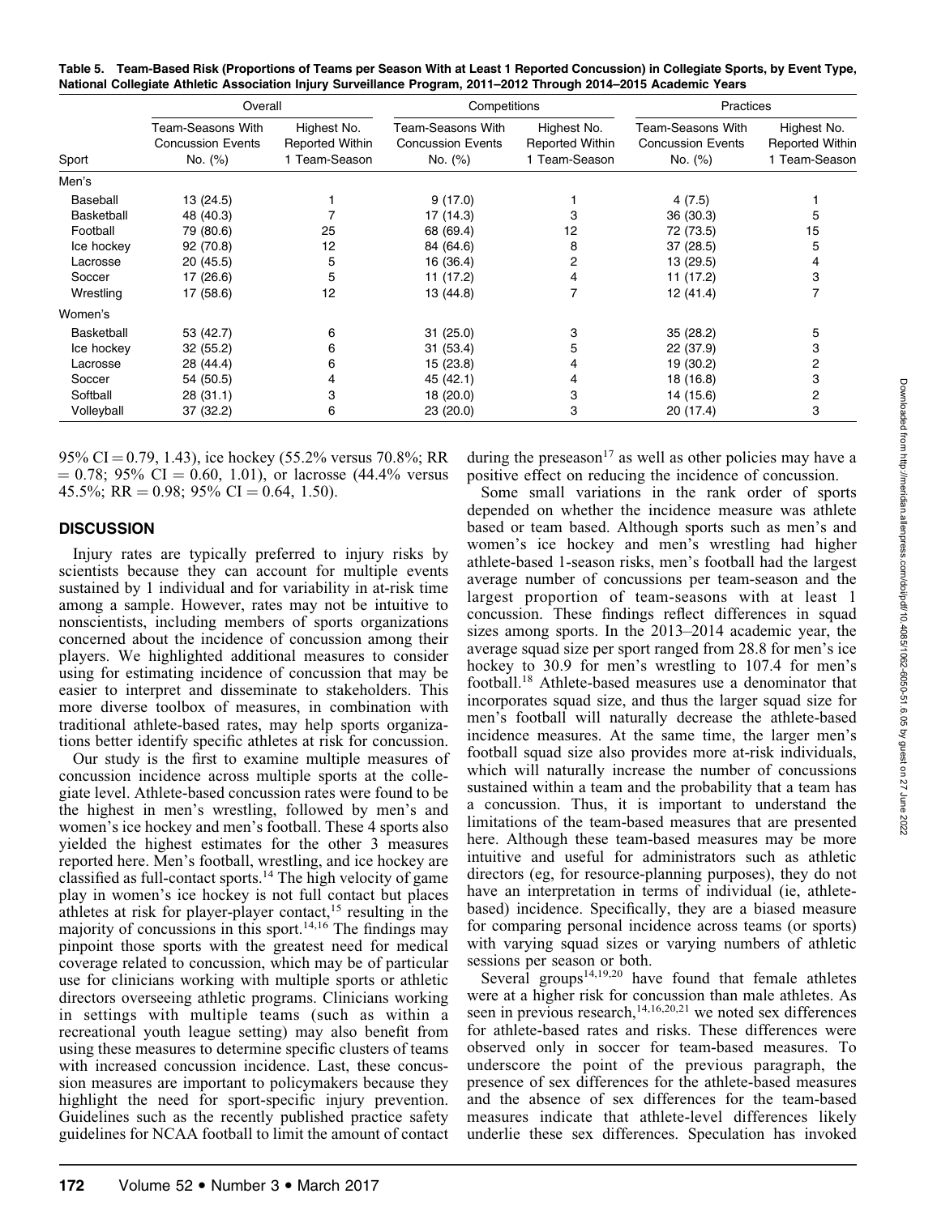**Table 5. Team-Based Risk (Proportions of Teams per Season With at Least 1 Reported Concussion) in Collegiate Sports, by Event Type, National Collegiate Athletic Association Injury Surveillance Program, 2011–2012 Through 2014–2015 Academic Years**

| | Overall | | Competitions | | Practices | |
|---|---|---|---|---|---|---|
| Sport | Team-Seasons With Concussion Events No. (%) | Highest No. Reported Within 1 Team-Season | Team-Seasons With Concussion Events No. (%) | Highest No. Reported Within 1 Team-Season | Team-Seasons With Concussion Events No. (%) | Highest No. Reported Within 1 Team-Season |
| Men's | | | | | | |
| Baseball | 13 (24.5) | 1 | 9 (17.0) | 1 | 4 (7.5) | 1 |
| Basketball | 48 (40.3) | 7 | 17 (14.3) | 3 | 36 (30.3) | 5 |
| Football | 79 (80.6) | 25 | 68 (69.4) | 12 | 72 (73.5) | 15 |
| Ice hockey | 92 (70.8) | 12 | 84 (64.6) | 8 | 37 (28.5) | 5 |
| Lacrosse | 20 (45.5) | 5 | 16 (36.4) | 2 | 13 (29.5) | 4 |
| Soccer | 17 (26.6) | 5 | 11 (17.2) | 4 | 11 (17.2) | 3 |
| Wrestling | 17 (58.6) | 12 | 13 (44.8) | 7 | 12 (41.4) | 7 |
| Women's | | | | | | |
| Basketball | 53 (42.7) | 6 | 31 (25.0) | 3 | 35 (28.2) | 5 |
| Ice hockey | 32 (55.2) | 6 | 31 (53.4) | 5 | 22 (37.9) | 3 |
| Lacrosse | 28 (44.4) | 6 | 15 (23.8) | 4 | 19 (30.2) | 2 |
| Soccer | 54 (50.5) | 4 | 45 (42.1) | 4 | 18 (16.8) | 3 |
| Softball | 28 (31.1) | 3 | 18 (20.0) | 3 | 14 (15.6) | 2 |
| Volleyball | 37 (32.2) | 6 | 23 (20.0) | 3 | 20 (17.4) | 3 |

95% CI = 0.79, 1.43), ice hockey (55.2% versus 70.8%; RR = 0.78; 95% CI = 0.60, 1.01), or lacrosse (44.4% versus 45.5%; RR = 0.98; 95% CI = 0.64, 1.50).

## DISCUSSION

Injury rates are typically preferred to injury risks by scientists because they can account for multiple events sustained by 1 individual and for variability in at-risk time among a sample. However, rates may not be intuitive to nonscientists, including members of sports organizations concerned about the incidence of concussion among their players. We highlighted additional measures to consider using for estimating incidence of concussion that may be easier to interpret and disseminate to stakeholders. This more diverse toolbox of measures, in combination with traditional athlete-based rates, may help sports organizations better identify specific athletes at risk for concussion.

Our study is the first to examine multiple measures of concussion incidence across multiple sports at the collegiate level. Athlete-based concussion rates were found to be the highest in men's wrestling, followed by men's and women's ice hockey and men's football. These 4 sports also yielded the highest estimates for the other 3 measures reported here. Men's football, wrestling, and ice hockey are classified as full-contact sports.[14] The high velocity of game play in women's ice hockey is not full contact but places athletes at risk for player-player contact,[15] resulting in the majority of concussions in this sport.[14,16] The findings may pinpoint those sports with the greatest need for medical coverage related to concussion, which may be of particular use for clinicians working with multiple sports or athletic directors overseeing athletic programs. Clinicians working in settings with multiple teams (such as within a recreational youth league setting) may also benefit from using these measures to determine specific clusters of teams with increased concussion incidence. Last, these concussion measures are important to policymakers because they highlight the need for sport-specific injury prevention. Guidelines such as the recently published practice safety guidelines for NCAA football to limit the amount of contact during the preseason[17] as well as other policies may have a positive effect on reducing the incidence of concussion.

Some small variations in the rank order of sports depended on whether the incidence measure was athlete based or team based. Although sports such as men's and women's ice hockey and men's wrestling had higher athlete-based 1-season risks, men's football had the largest average number of concussions per team-season and the largest proportion of team-seasons with at least 1 concussion. These findings reflect differences in squad sizes among sports. In the 2013–2014 academic year, the average squad size per sport ranged from 28.8 for men's ice hockey to 30.9 for men's wrestling to 107.4 for men's football.[18] Athlete-based measures use a denominator that incorporates squad size, and thus the larger squad size for men's football will naturally decrease the athlete-based incidence measures. At the same time, the larger men's football squad size also provides more at-risk individuals, which will naturally increase the number of concussions sustained within a team and the probability that a team has a concussion. Thus, it is important to understand the limitations of the team-based measures that are presented here. Although these team-based measures may be more intuitive and useful for administrators such as athletic directors (eg, for resource-planning purposes), they do not have an interpretation in terms of individual (ie, athlete-based) incidence. Specifically, they are a biased measure for comparing personal incidence across teams (or sports) with varying squad sizes or varying numbers of athletic sessions per season or both.

Several groups[14,19,20] have found that female athletes were at a higher risk for concussion than male athletes. As seen in previous research,[14,16,20,21] we noted sex differences for athlete-based rates and risks. These differences were observed only in soccer for team-based measures. To underscore the point of the previous paragraph, the presence of sex differences for the athlete-based measures and the absence of sex differences for the team-based measures indicate that athlete-level differences likely underlie these sex differences. Speculation has invoked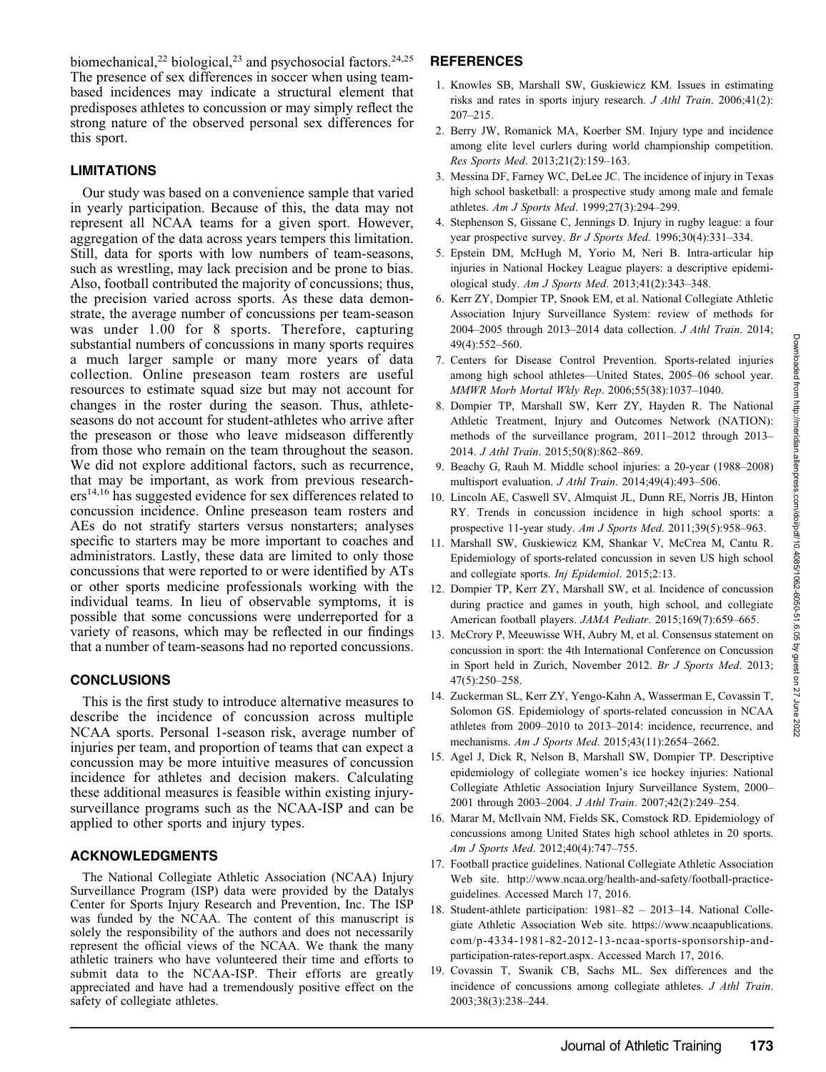biomechanical,[22] biological,[23] and psychosocial factors.[24,25] The presence of sex differences in soccer when using team-based incidences may indicate a structural element that predisposes athletes to concussion or may simply reflect the strong nature of the observed personal sex differences for this sport.

## LIMITATIONS

Our study was based on a convenience sample that varied in yearly participation. Because of this, the data may not represent all NCAA teams for a given sport. However, aggregation of the data across years tempers this limitation. Still, data for sports with low numbers of team-seasons, such as wrestling, may lack precision and be prone to bias. Also, football contributed the majority of concussions; thus, the precision varied across sports. As these data demonstrate, the average number of concussions per team-season was under 1.00 for 8 sports. Therefore, capturing substantial numbers of concussions in many sports requires a much larger sample or many more years of data collection. Online preseason team rosters are useful resources to estimate squad size but may not account for changes in the roster during the season. Thus, athlete-seasons do not account for student-athletes who arrive after the preseason or those who leave midseason differently from those who remain on the team throughout the season. We did not explore additional factors, such as recurrence, that may be important, as work from previous researchers[14,16] has suggested evidence for sex differences related to concussion incidence. Online preseason team rosters and AEs do not stratify starters versus nonstarters; analyses specific to starters may be more important to coaches and administrators. Lastly, these data are limited to only those concussions that were reported to or were identified by ATs or other sports medicine professionals working with the individual teams. In lieu of observable symptoms, it is possible that some concussions were underreported for a variety of reasons, which may be reflected in our findings that a number of team-seasons had no reported concussions.

## CONCLUSIONS

This is the first study to introduce alternative measures to describe the incidence of concussion across multiple NCAA sports. Personal 1-season risk, average number of injuries per team, and proportion of teams that can expect a concussion may be more intuitive measures of concussion incidence for athletes and decision makers. Calculating these additional measures is feasible within existing injury-surveillance programs such as the NCAA-ISP and can be applied to other sports and injury types.

## ACKNOWLEDGMENTS

The National Collegiate Athletic Association (NCAA) Injury Surveillance Program (ISP) data were provided by the Datalys Center for Sports Injury Research and Prevention, Inc. The ISP was funded by the NCAA. The content of this manuscript is solely the responsibility of the authors and does not necessarily represent the official views of the NCAA. We thank the many athletic trainers who have volunteered their time and efforts to submit data to the NCAA-ISP. Their efforts are greatly appreciated and have had a tremendously positive effect on the safety of collegiate athletes.

## REFERENCES

1. Knowles SB, Marshall SW, Guskiewicz KM. Issues in estimating risks and rates in sports injury research. *J Athl Train*. 2006;41(2): 207–215.
2. Berry JW, Romanick MA, Koerber SM. Injury type and incidence among elite level curlers during world championship competition. *Res Sports Med*. 2013;21(2):159–163.
3. Messina DF, Farney WC, DeLee JC. The incidence of injury in Texas high school basketball: a prospective study among male and female athletes. *Am J Sports Med*. 1999;27(3):294–299.
4. Stephenson S, Gissane C, Jennings D. Injury in rugby league: a four year prospective survey. *Br J Sports Med*. 1996;30(4):331–334.
5. Epstein DM, McHugh M, Yorio M, Neri B. Intra-articular hip injuries in National Hockey League players: a descriptive epidemiological study. *Am J Sports Med*. 2013;41(2):343–348.
6. Kerr ZY, Dompier TP, Snook EM, et al. National Collegiate Athletic Association Injury Surveillance System: review of methods for 2004–2005 through 2013–2014 data collection. *J Athl Train*. 2014; 49(4):552–560.
7. Centers for Disease Control Prevention. Sports-related injuries among high school athletes—United States, 2005–06 school year. *MMWR Morb Mortal Wkly Rep*. 2006;55(38):1037–1040.
8. Dompier TP, Marshall SW, Kerr ZY, Hayden R. The National Athletic Treatment, Injury and Outcomes Network (NATION): methods of the surveillance program, 2011–2012 through 2013–2014. *J Athl Train*. 2015;50(8):862–869.
9. Beachy G, Rauh M. Middle school injuries: a 20-year (1988–2008) multisport evaluation. *J Athl Train*. 2014;49(4):493–506.
10. Lincoln AE, Caswell SV, Almquist JL, Dunn RE, Norris JB, Hinton RY. Trends in concussion incidence in high school sports: a prospective 11-year study. *Am J Sports Med*. 2011;39(5):958–963.
11. Marshall SW, Guskiewicz KM, Shankar V, McCrea M, Cantu R. Epidemiology of sports-related concussion in seven US high school and collegiate sports. *Inj Epidemiol*. 2015;2:13.
12. Dompier TP, Kerr ZY, Marshall SW, et al. Incidence of concussion during practice and games in youth, high school, and collegiate American football players. *JAMA Pediatr*. 2015;169(7):659–665.
13. McCrory P, Meeuwisse WH, Aubry M, et al. Consensus statement on concussion in sport: the 4th International Conference on Concussion in Sport held in Zurich, November 2012. *Br J Sports Med*. 2013; 47(5):250–258.
14. Zuckerman SL, Kerr ZY, Yengo-Kahn A, Wasserman E, Covassin T, Solomon GS. Epidemiology of sports-related concussion in NCAA athletes from 2009–2010 to 2013–2014: incidence, recurrence, and mechanisms. *Am J Sports Med*. 2015;43(11):2654–2662.
15. Agel J, Dick R, Nelson B, Marshall SW, Dompier TP. Descriptive epidemiology of collegiate women's ice hockey injuries: National Collegiate Athletic Association Injury Surveillance System, 2000–2001 through 2003–2004. *J Athl Train*. 2007;42(2):249–254.
16. Marar M, McIlvain NM, Fields SK, Comstock RD. Epidemiology of concussions among United States high school athletes in 20 sports. *Am J Sports Med*. 2012;40(4):747–755.
17. Football practice guidelines. National Collegiate Athletic Association Web site. http://www.ncaa.org/health-and-safety/football-practice-guidelines. Accessed March 17, 2016.
18. Student-athlete participation: 1981–82 – 2013–14. National Collegiate Athletic Association Web site. https://www.ncaapublications.com/p-4334-1981-82-2012-13-ncaa-sports-sponsorship-and-participation-rates-report.aspx. Accessed March 17, 2016.
19. Covassin T, Swanik CB, Sachs ML. Sex differences and the incidence of concussions among collegiate athletes. *J Athl Train*. 2003;38(3):238–244.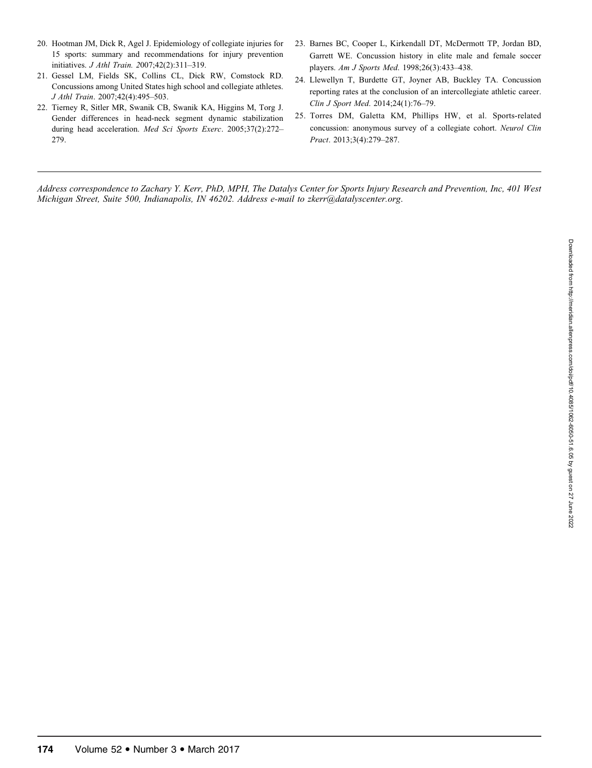20. Hootman JM, Dick R, Agel J. Epidemiology of collegiate injuries for 15 sports: summary and recommendations for injury prevention initiatives. *J Athl Train.* 2007;42(2):311–319.
21. Gessel LM, Fields SK, Collins CL, Dick RW, Comstock RD. Concussions among United States high school and collegiate athletes. *J Athl Train*. 2007;42(4):495–503.
22. Tierney R, Sitler MR, Swanik CB, Swanik KA, Higgins M, Torg J. Gender differences in head-neck segment dynamic stabilization during head acceleration. *Med Sci Sports Exerc*. 2005;37(2):272–279.
23. Barnes BC, Cooper L, Kirkendall DT, McDermott TP, Jordan BD, Garrett WE. Concussion history in elite male and female soccer players. *Am J Sports Med*. 1998;26(3):433–438.
24. Llewellyn T, Burdette GT, Joyner AB, Buckley TA. Concussion reporting rates at the conclusion of an intercollegiate athletic career. *Clin J Sport Med*. 2014;24(1):76–79.
25. Torres DM, Galetta KM, Phillips HW, et al. Sports-related concussion: anonymous survey of a collegiate cohort. *Neurol Clin Pract*. 2013;3(4):279–287.

---

*Address correspondence to Zachary Y. Kerr, PhD, MPH, The Datalys Center for Sports Injury Research and Prevention, Inc, 401 West Michigan Street, Suite 500, Indianapolis, IN 46202. Address e-mail to zkerr@datalyscenter.org.*